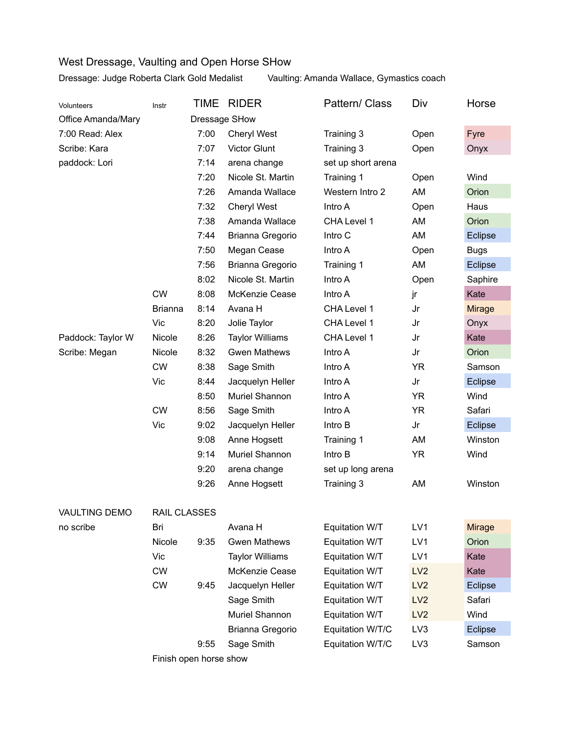# West Dressage, Vaulting and Open Horse SHow

Dressage: Judge Roberta Clark Gold Medalist    Vaulting: Amanda Wallace, Gymastics coach

| Volunteers | Instr | TIME | RIDER | Pattern/ Class | Div | Horse |
|---|---|---|---|---|---|---|
| Office Amanda/Mary | | Dressage SHow | | | | |
| 7:00 Read: Alex | | 7:00 | Cheryl West | Training 3 | Open | Fyre |
| Scribe: Kara | | 7:07 | Victor Glunt | Training 3 | Open | Onyx |
| paddock: Lori | | 7:14 | arena change | set up short arena | | |
| | | 7:20 | Nicole St. Martin | Training 1 | Open | Wind |
| | | 7:26 | Amanda Wallace | Western Intro 2 | AM | Orion |
| | | 7:32 | Cheryl West | Intro A | Open | Haus |
| | | 7:38 | Amanda Wallace | CHA Level 1 | AM | Orion |
| | | 7:44 | Brianna Gregorio | Intro C | AM | Eclipse |
| | | 7:50 | Megan Cease | Intro A | Open | Bugs |
| | | 7:56 | Brianna Gregorio | Training 1 | AM | Eclipse |
| | | 8:02 | Nicole St. Martin | Intro A | Open | Saphire |
| | CW | 8:08 | McKenzie Cease | Intro A | jr | Kate |
| | Brianna | 8:14 | Avana H | CHA Level 1 | Jr | Mirage |
| | Vic | 8:20 | Jolie Taylor | CHA Level 1 | Jr | Onyx |
| Paddock: Taylor W | Nicole | 8:26 | Taylor Williams | CHA Level 1 | Jr | Kate |
| Scribe: Megan | Nicole | 8:32 | Gwen Mathews | Intro A | Jr | Orion |
| | CW | 8:38 | Sage Smith | Intro A | YR | Samson |
| | Vic | 8:44 | Jacquelyn Heller | Intro A | Jr | Eclipse |
| | | 8:50 | Muriel Shannon | Intro A | YR | Wind |
| | CW | 8:56 | Sage Smith | Intro A | YR | Safari |
| | Vic | 9:02 | Jacquelyn Heller | Intro B | Jr | Eclipse |
| | | 9:08 | Anne Hogsett | Training 1 | AM | Winston |
| | | 9:14 | Muriel Shannon | Intro B | YR | Wind |
| | | 9:20 | arena change | set up long arena | | |
| | | 9:26 | Anne Hogsett | Training 3 | AM | Winston |
| | | | | | | |
| VAULTING DEMO | RAIL CLASSES | | | | | |
| no scribe | Bri | | Avana H | Equitation W/T | LV1 | Mirage |
| | Nicole | 9:35 | Gwen Mathews | Equitation W/T | LV1 | Orion |
| | Vic | | Taylor Williams | Equitation W/T | LV1 | Kate |
| | CW | | McKenzie Cease | Equitation W/T | LV2 | Kate |
| | CW | 9:45 | Jacquelyn Heller | Equitation W/T | LV2 | Eclipse |
| | | | Sage Smith | Equitation W/T | LV2 | Safari |
| | | | Muriel Shannon | Equitation W/T | LV2 | Wind |
| | | | Brianna Gregorio | Equitation W/T/C | LV3 | Eclipse |
| | | 9:55 | Sage Smith | Equitation W/T/C | LV3 | Samson |
| | Finish open horse show | | | | | |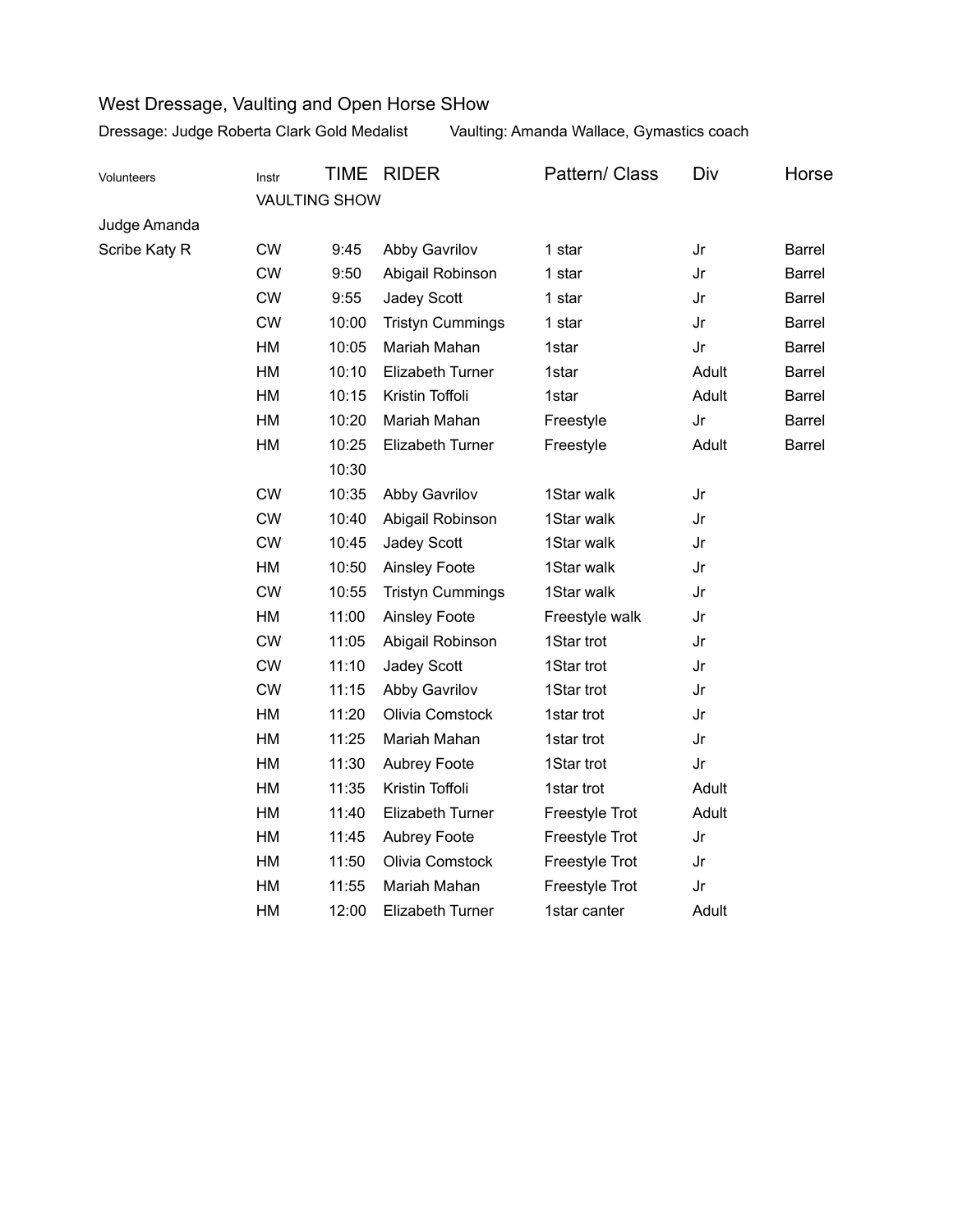West Dressage, Vaulting and Open Horse SHow

Dressage: Judge Roberta Clark Gold Medalist Vaulting: Amanda Wallace, Gymastics coach

| Volunteers | Instr | TIME | RIDER | Pattern/ Class | Div | Horse |
|---|---|---|---|---|---|---|
| | VAULTING SHOW | | | | | |
| Judge Amanda | | | | | | |
| Scribe Katy R | CW | 9:45 | Abby Gavrilov | 1 star | Jr | Barrel |
| | CW | 9:50 | Abigail Robinson | 1 star | Jr | Barrel |
| | CW | 9:55 | Jadey Scott | 1 star | Jr | Barrel |
| | CW | 10:00 | Tristyn Cummings | 1 star | Jr | Barrel |
| | HM | 10:05 | Mariah Mahan | 1star | Jr | Barrel |
| | HM | 10:10 | Elizabeth Turner | 1star | Adult | Barrel |
| | HM | 10:15 | Kristin Toffoli | 1star | Adult | Barrel |
| | HM | 10:20 | Mariah Mahan | Freestyle | Jr | Barrel |
| | HM | 10:25 | Elizabeth Turner | Freestyle | Adult | Barrel |
| | | 10:30 | | | | |
| | CW | 10:35 | Abby Gavrilov | 1Star walk | Jr | |
| | CW | 10:40 | Abigail Robinson | 1Star walk | Jr | |
| | CW | 10:45 | Jadey Scott | 1Star walk | Jr | |
| | HM | 10:50 | Ainsley Foote | 1Star walk | Jr | |
| | CW | 10:55 | Tristyn Cummings | 1Star walk | Jr | |
| | HM | 11:00 | Ainsley Foote | Freestyle walk | Jr | |
| | CW | 11:05 | Abigail Robinson | 1Star trot | Jr | |
| | CW | 11:10 | Jadey Scott | 1Star trot | Jr | |
| | CW | 11:15 | Abby Gavrilov | 1Star trot | Jr | |
| | HM | 11:20 | Olivia Comstock | 1star trot | Jr | |
| | HM | 11:25 | Mariah Mahan | 1star trot | Jr | |
| | HM | 11:30 | Aubrey Foote | 1Star trot | Jr | |
| | HM | 11:35 | Kristin Toffoli | 1star trot | Adult | |
| | HM | 11:40 | Elizabeth Turner | Freestyle Trot | Adult | |
| | HM | 11:45 | Aubrey Foote | Freestyle Trot | Jr | |
| | HM | 11:50 | Olivia Comstock | Freestyle Trot | Jr | |
| | HM | 11:55 | Mariah Mahan | Freestyle Trot | Jr | |
| | HM | 12:00 | Elizabeth Turner | 1star canter | Adult | |